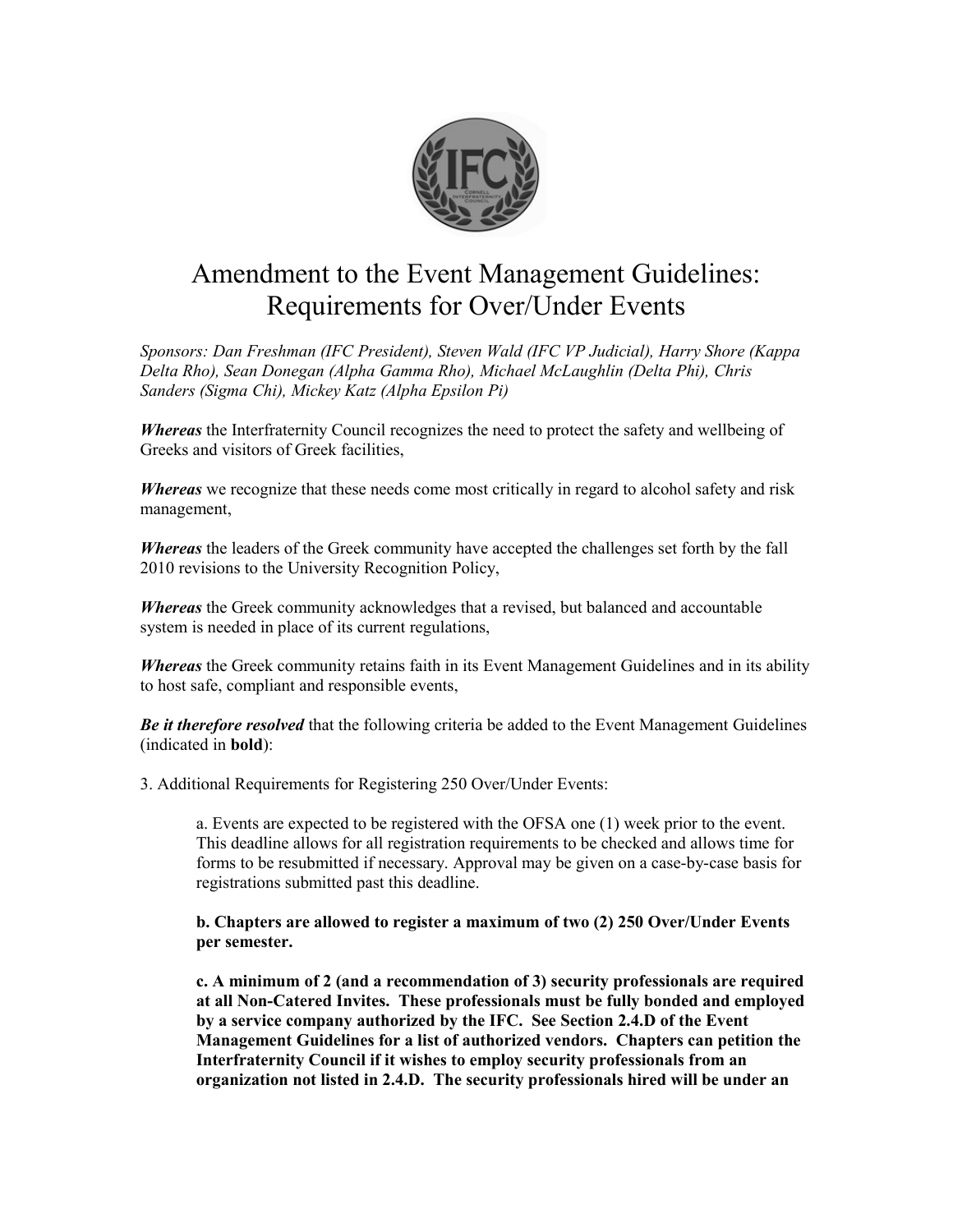# Amendment to the Event Management Guidelines: Requirements for Over/Under Events

*Sponsors: Dan Freshman (IFC President), Steven Wald (IFC VP Judicial), Harry Shore (Kappa Delta Rho), Sean Donegan (Alpha Gamma Rho), Michael McLaughlin (Delta Phi), Chris Sanders (Sigma Chi), Mickey Katz (Alpha Epsilon Pi)*

***Whereas*** the Interfraternity Council recognizes the need to protect the safety and wellbeing of Greeks and visitors of Greek facilities,

***Whereas*** we recognize that these needs come most critically in regard to alcohol safety and risk management,

***Whereas*** the leaders of the Greek community have accepted the challenges set forth by the fall 2010 revisions to the University Recognition Policy,

***Whereas*** the Greek community acknowledges that a revised, but balanced and accountable system is needed in place of its current regulations,

***Whereas*** the Greek community retains faith in its Event Management Guidelines and in its ability to host safe, compliant and responsible events,

***Be it therefore resolved*** that the following criteria be added to the Event Management Guidelines (indicated in **bold**):

3. Additional Requirements for Registering 250 Over/Under Events:

> a. Events are expected to be registered with the OFSA one (1) week prior to the event. This deadline allows for all registration requirements to be checked and allows time for forms to be resubmitted if necessary. Approval may be given on a case-by-case basis for registrations submitted past this deadline.
>
> **b. Chapters are allowed to register a maximum of two (2) 250 Over/Under Events per semester.**
>
> **c. A minimum of 2 (and a recommendation of 3) security professionals are required at all Non-Catered Invites. These professionals must be fully bonded and employed by a service company authorized by the IFC. See Section 2.4.D of the Event Management Guidelines for a list of authorized vendors. Chapters can petition the Interfraternity Council if it wishes to employ security professionals from an organization not listed in 2.4.D. The security professionals hired will be under an**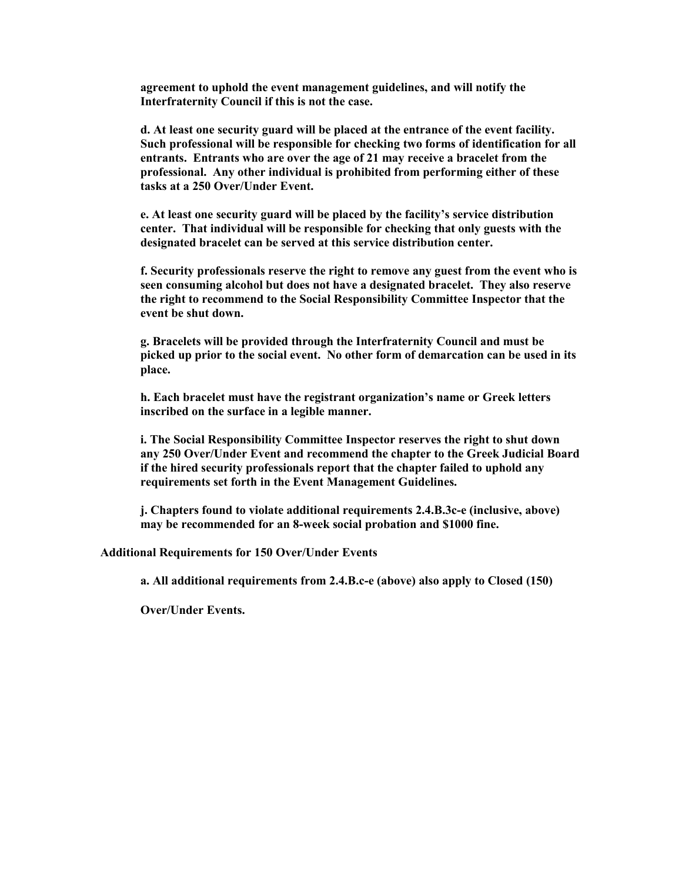**agreement to uphold the event management guidelines, and will notify the Interfraternity Council if this is not the case.**

**d. At least one security guard will be placed at the entrance of the event facility. Such professional will be responsible for checking two forms of identification for all entrants. Entrants who are over the age of 21 may receive a bracelet from the professional. Any other individual is prohibited from performing either of these tasks at a 250 Over/Under Event.**

**e. At least one security guard will be placed by the facility's service distribution center. That individual will be responsible for checking that only guests with the designated bracelet can be served at this service distribution center.**

**f. Security professionals reserve the right to remove any guest from the event who is seen consuming alcohol but does not have a designated bracelet. They also reserve the right to recommend to the Social Responsibility Committee Inspector that the event be shut down.**

**g. Bracelets will be provided through the Interfraternity Council and must be picked up prior to the social event. No other form of demarcation can be used in its place.**

**h. Each bracelet must have the registrant organization's name or Greek letters inscribed on the surface in a legible manner.**

**i. The Social Responsibility Committee Inspector reserves the right to shut down any 250 Over/Under Event and recommend the chapter to the Greek Judicial Board if the hired security professionals report that the chapter failed to uphold any requirements set forth in the Event Management Guidelines.**

**j. Chapters found to violate additional requirements 2.4.B.3c-e (inclusive, above) may be recommended for an 8-week social probation and $1000 fine.**

**Additional Requirements for 150 Over/Under Events**

**a. All additional requirements from 2.4.B.c-e (above) also apply to Closed (150) Over/Under Events.**